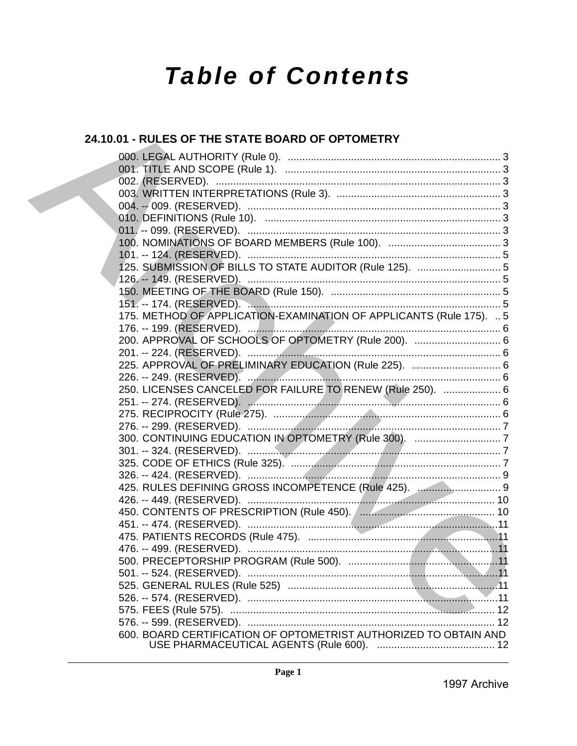# Table of Contents

## 24.10.01 - RULES OF THE STATE BOARD OF OPTOMETRY

000. LEGAL AUTHORITY (Rule 0). .......................................................................... 3
001. TITLE AND SCOPE (Rule 1). .......................................................................... 3
002. (RESERVED). .................................................................................................. 3
003. WRITTEN INTERPRETATIONS (Rule 3). ......................................................... 3
004. -- 009. (RESERVED). ........................................................................................ 3
010. DEFINITIONS (Rule 10). .................................................................................. 3
011. -- 099. (RESERVED). ........................................................................................ 3
100. NOMINATIONS OF BOARD MEMBERS (Rule 100). ....................................... 3
101. -- 124. (RESERVED). ........................................................................................ 5
125. SUBMISSION OF BILLS TO STATE AUDITOR (Rule 125). ............................. 5
126. -- 149. (RESERVED). ........................................................................................ 5
150. MEETING OF THE BOARD (Rule 150). ........................................................... 5
151. -- 174. (RESERVED). ........................................................................................ 5
175. METHOD OF APPLICATION-EXAMINATION OF APPLICANTS (Rule 175). .. 5
176. -- 199. (RESERVED). ........................................................................................ 6
200. APPROVAL OF SCHOOLS OF OPTOMETRY (Rule 200). .............................. 6
201. -- 224. (RESERVED). ........................................................................................ 6
225. APPROVAL OF PRELIMINARY EDUCATION (Rule 225). ............................... 6
226. -- 249. (RESERVED). ........................................................................................ 6
250. LICENSES CANCELED FOR FAILURE TO RENEW (Rule 250). .................... 6
251. -- 274. (RESERVED). ........................................................................................ 6
275. RECIPROCITY (Rule 275). ............................................................................... 6
276. -- 299. (RESERVED). ........................................................................................ 7
300. CONTINUING EDUCATION IN OPTOMETRY (Rule 300). .............................. 7
301. -- 324. (RESERVED). ........................................................................................ 7
325. CODE OF ETHICS (Rule 325). .......................................................................... 7
326. -- 424. (RESERVED). ........................................................................................ 9
425. RULES DEFINING GROSS INCOMPETENCE (Rule 425). ............................. 9
426. -- 449. (RESERVED). ...................................................................................... 10
450. CONTENTS OF PRESCRIPTION (Rule 450). ................................................ 10
451. -- 474. (RESERVED). ...................................................................................... 11
475. PATIENTS RECORDS (Rule 475). .................................................................. 11
476. -- 499. (RESERVED). ...................................................................................... 11
500. PRECEPTORSHIP PROGRAM (Rule 500). .................................................... 11
501. -- 524. (RESERVED). ...................................................................................... 11
525. GENERAL RULES (Rule 525) ......................................................................... 11
526. -- 574. (RESERVED). ...................................................................................... 11
575. FEES (Rule 575). ............................................................................................ 12
576. -- 599. (RESERVED). ...................................................................................... 12
600. BOARD CERTIFICATION OF OPTOMETRIST AUTHORIZED TO OBTAIN AND USE PHARMACEUTICAL AGENTS (Rule 600). ......................................... 12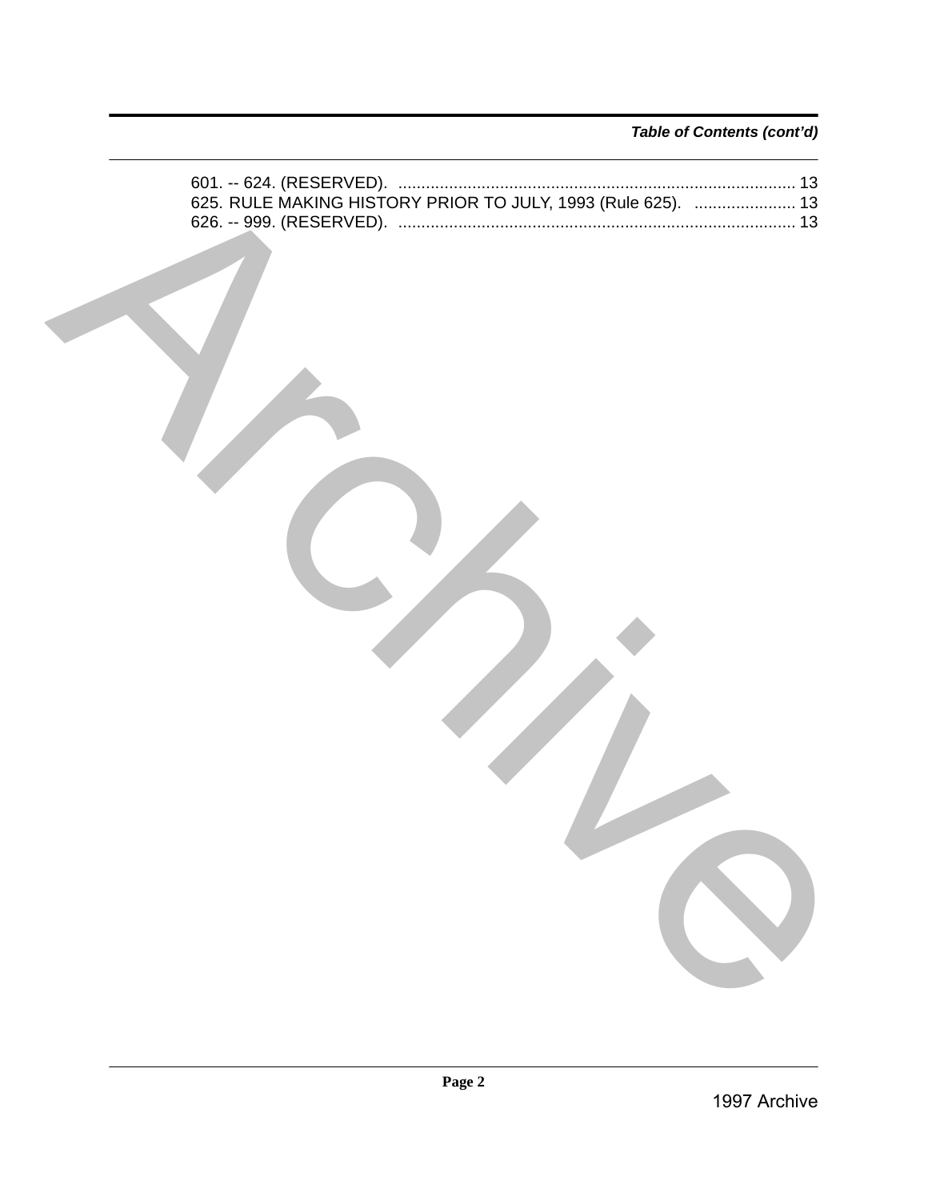*Table of Contents (cont'd)*

601. -- 624. (RESERVED). ..................................................................................... 13
625. RULE MAKING HISTORY PRIOR TO JULY, 1993 (Rule 625). ...................... 13
626. -- 999. (RESERVED). ..................................................................................... 13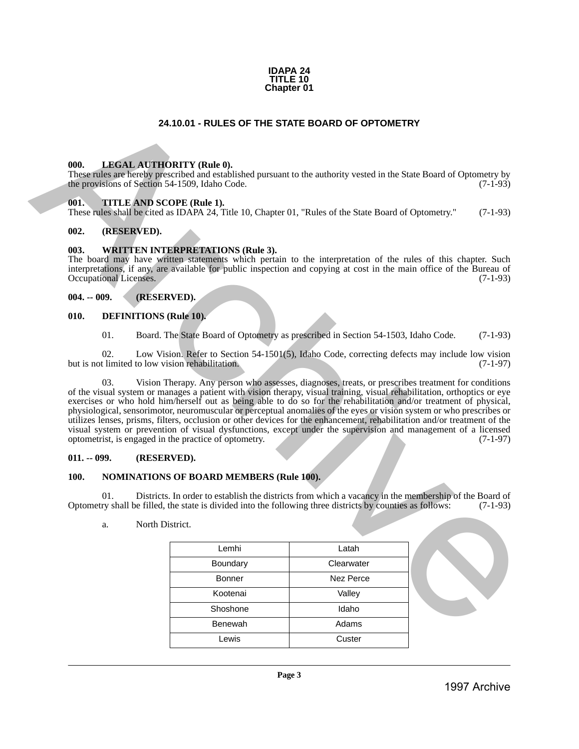**IDAPA 24**
**TITLE 10**
**Chapter 01**

# 24.10.01 - RULES OF THE STATE BOARD OF OPTOMETRY

### 000. LEGAL AUTHORITY (Rule 0).

These rules are hereby prescribed and established pursuant to the authority vested in the State Board of Optometry by the provisions of Section 54-1509, Idaho Code. (7-1-93)

### 001. TITLE AND SCOPE (Rule 1).

These rules shall be cited as IDAPA 24, Title 10, Chapter 01, "Rules of the State Board of Optometry." (7-1-93)

### 002. (RESERVED).

### 003. WRITTEN INTERPRETATIONS (Rule 3).

The board may have written statements which pertain to the interpretation of the rules of this chapter. Such interpretations, if any, are available for public inspection and copying at cost in the main office of the Bureau of Occupational Licenses. (7-1-93)

### 004. -- 009. (RESERVED).

### 010. DEFINITIONS (Rule 10).

01. Board. The State Board of Optometry as prescribed in Section 54-1503, Idaho Code. (7-1-93)

02. Low Vision. Refer to Section 54-1501(5), Idaho Code, correcting defects may include low vision but is not limited to low vision rehabilitation. (7-1-97)

03. Vision Therapy. Any person who assesses, diagnoses, treats, or prescribes treatment for conditions of the visual system or manages a patient with vision therapy, visual training, visual rehabilitation, orthoptics or eye exercises or who hold him/herself out as being able to do so for the rehabilitation and/or treatment of physical, physiological, sensorimotor, neuromuscular or perceptual anomalies of the eyes or vision system or who prescribes or utilizes lenses, prisms, filters, occlusion or other devices for the enhancement, rehabilitation and/or treatment of the visual system or prevention of visual dysfunctions, except under the supervision and management of a licensed optometrist, is engaged in the practice of optometry. (7-1-97)

### 011. -- 099. (RESERVED).

### 100. NOMINATIONS OF BOARD MEMBERS (Rule 100).

01. Districts. In order to establish the districts from which a vacancy in the membership of the Board of Optometry shall be filled, the state is divided into the following three districts by counties as follows: (7-1-93)

a. North District.

| | |
|---|---|
| Lemhi | Latah |
| Boundary | Clearwater |
| Bonner | Nez Perce |
| Kootenai | Valley |
| Shoshone | Idaho |
| Benewah | Adams |
| Lewis | Custer |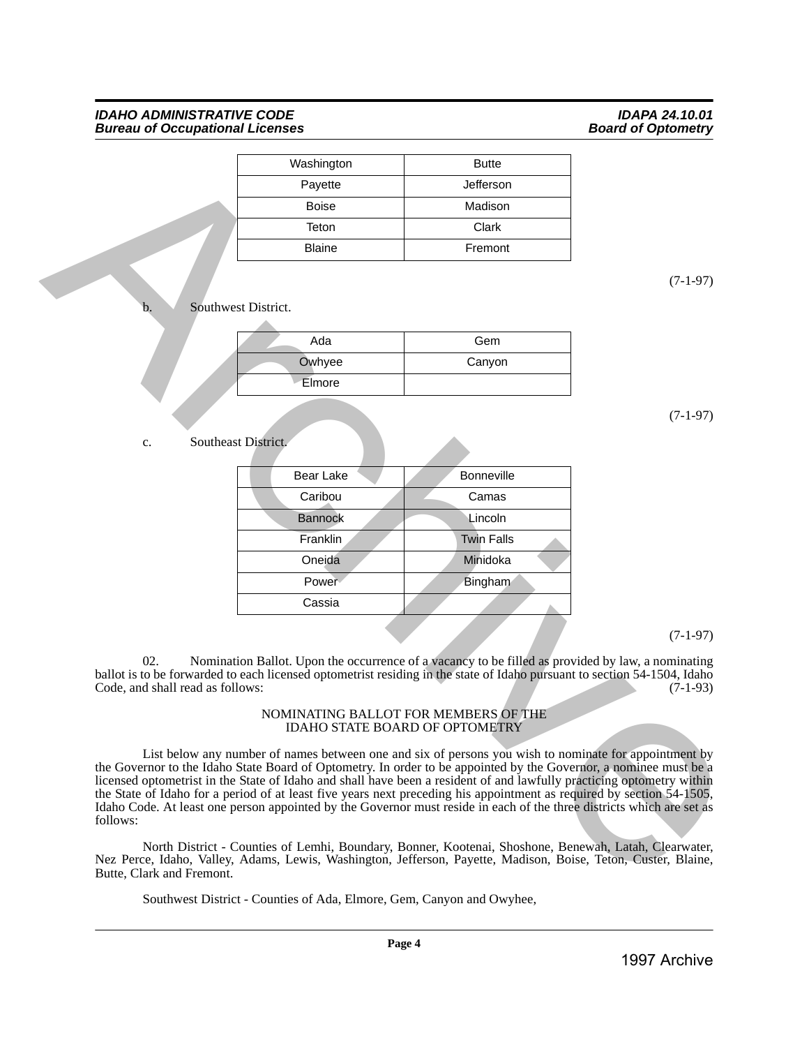| Washington | Butte |
|---|---|
| Payette | Jefferson |
| Boise | Madison |
| Teton | Clark |
| Blaine | Fremont |

(7-1-97)

b. Southwest District.

| Ada | Gem |
|---|---|
| Owhyee | Canyon |
| Elmore | |

(7-1-97)

c. Southeast District.

| Bear Lake | Bonneville |
|---|---|
| Caribou | Camas |
| Bannock | Lincoln |
| Franklin | Twin Falls |
| Oneida | Minidoka |
| Power | Bingham |
| Cassia | |

(7-1-97)

02. Nomination Ballot. Upon the occurrence of a vacancy to be filled as provided by law, a nominating ballot is to be forwarded to each licensed optometrist residing in the state of Idaho pursuant to section 54-1504, Idaho Code, and shall read as follows: (7-1-93)

NOMINATING BALLOT FOR MEMBERS OF THE
IDAHO STATE BOARD OF OPTOMETRY

List below any number of names between one and six of persons you wish to nominate for appointment by the Governor to the Idaho State Board of Optometry. In order to be appointed by the Governor, a nominee must be a licensed optometrist in the State of Idaho and shall have been a resident of and lawfully practicing optometry within the State of Idaho for a period of at least five years next preceding his appointment as required by section 54-1505, Idaho Code. At least one person appointed by the Governor must reside in each of the three districts which are set as follows:

North District - Counties of Lemhi, Boundary, Bonner, Kootenai, Shoshone, Benewah, Latah, Clearwater, Nez Perce, Idaho, Valley, Adams, Lewis, Washington, Jefferson, Payette, Madison, Boise, Teton, Custer, Blaine, Butte, Clark and Fremont.

Southwest District - Counties of Ada, Elmore, Gem, Canyon and Owyhee,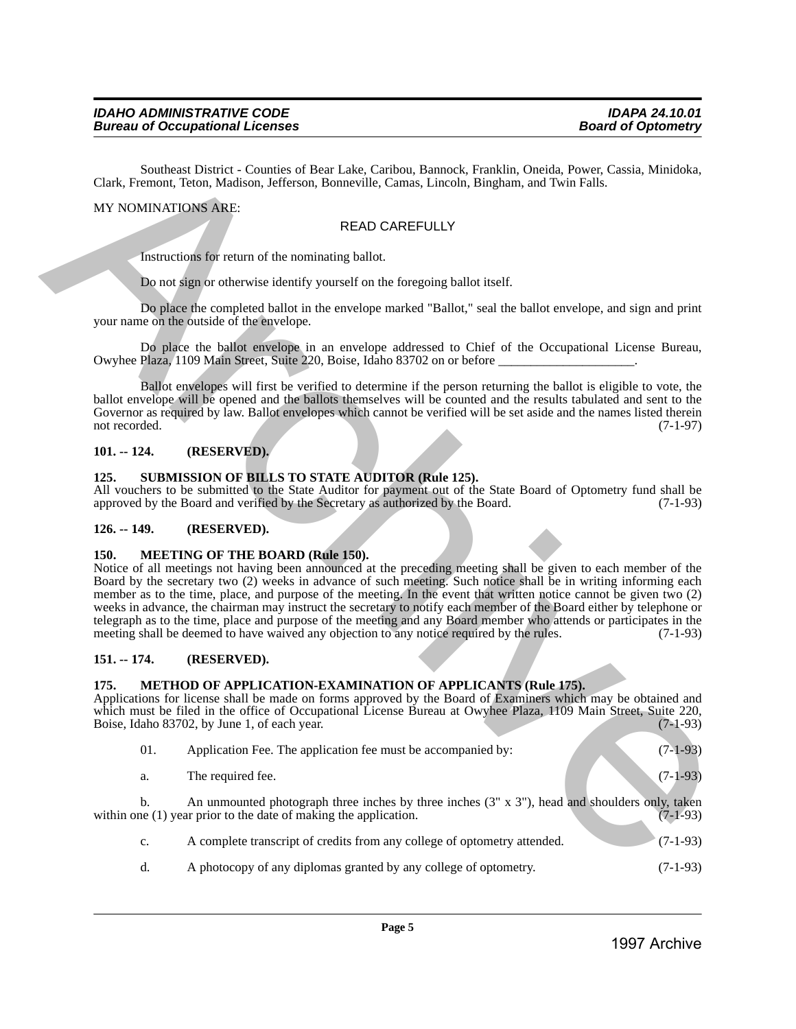Southeast District - Counties of Bear Lake, Caribou, Bannock, Franklin, Oneida, Power, Cassia, Minidoka, Clark, Fremont, Teton, Madison, Jefferson, Bonneville, Camas, Lincoln, Bingham, and Twin Falls.

MY NOMINATIONS ARE:

READ CAREFULLY

Instructions for return of the nominating ballot.

Do not sign or otherwise identify yourself on the foregoing ballot itself.

Do place the completed ballot in the envelope marked "Ballot," seal the ballot envelope, and sign and print your name on the outside of the envelope.

Do place the ballot envelope in an envelope addressed to Chief of the Occupational License Bureau, Owyhee Plaza, 1109 Main Street, Suite 220, Boise, Idaho 83702 on or before _____________________.

Ballot envelopes will first be verified to determine if the person returning the ballot is eligible to vote, the ballot envelope will be opened and the ballots themselves will be counted and the results tabulated and sent to the Governor as required by law. Ballot envelopes which cannot be verified will be set aside and the names listed therein not recorded. (7-1-97)

**101. -- 124. (RESERVED).**

**125. SUBMISSION OF BILLS TO STATE AUDITOR (Rule 125).**
All vouchers to be submitted to the State Auditor for payment out of the State Board of Optometry fund shall be approved by the Board and verified by the Secretary as authorized by the Board. (7-1-93)

**126. -- 149. (RESERVED).**

**150. MEETING OF THE BOARD (Rule 150).**
Notice of all meetings not having been announced at the preceding meeting shall be given to each member of the Board by the secretary two (2) weeks in advance of such meeting. Such notice shall be in writing informing each member as to the time, place, and purpose of the meeting. In the event that written notice cannot be given two (2) weeks in advance, the chairman may instruct the secretary to notify each member of the Board either by telephone or telegraph as to the time, place and purpose of the meeting and any Board member who attends or participates in the meeting shall be deemed to have waived any objection to any notice required by the rules. (7-1-93)

**151. -- 174. (RESERVED).**

**175. METHOD OF APPLICATION-EXAMINATION OF APPLICANTS (Rule 175).**
Applications for license shall be made on forms approved by the Board of Examiners which may be obtained and which must be filed in the office of Occupational License Bureau at Owyhee Plaza, 1109 Main Street, Suite 220, Boise, Idaho 83702, by June 1, of each year. (7-1-93)

01. Application Fee. The application fee must be accompanied by: (7-1-93)

a. The required fee. (7-1-93)

b. An unmounted photograph three inches by three inches (3" x 3"), head and shoulders only, taken within one (1) year prior to the date of making the application. (7-1-93)

c. A complete transcript of credits from any college of optometry attended. (7-1-93)

d. A photocopy of any diplomas granted by any college of optometry. (7-1-93)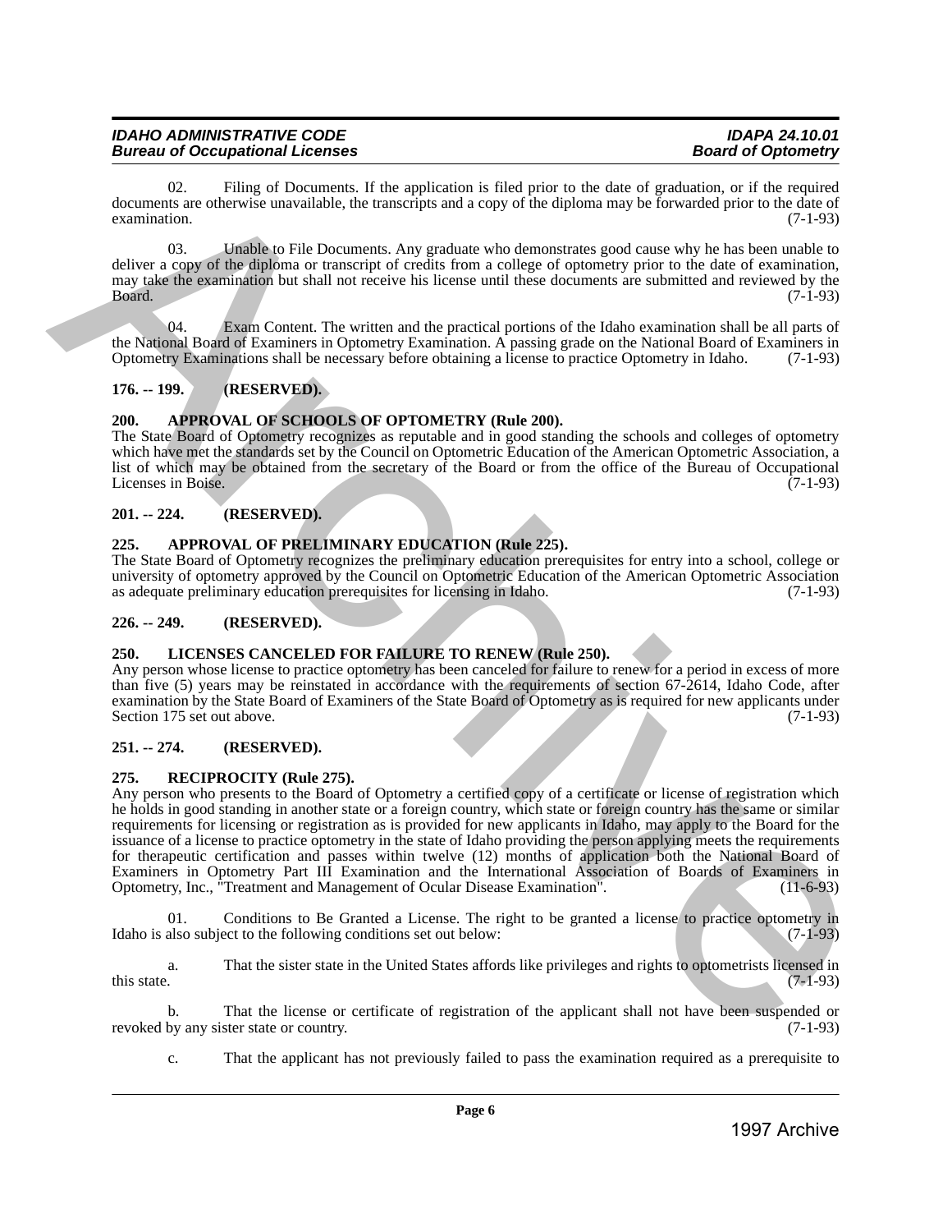02. Filing of Documents. If the application is filed prior to the date of graduation, or if the required documents are otherwise unavailable, the transcripts and a copy of the diploma may be forwarded prior to the date of examination. (7-1-93)

03. Unable to File Documents. Any graduate who demonstrates good cause why he has been unable to deliver a copy of the diploma or transcript of credits from a college of optometry prior to the date of examination, may take the examination but shall not receive his license until these documents are submitted and reviewed by the Board. (7-1-93)

04. Exam Content. The written and the practical portions of the Idaho examination shall be all parts of the National Board of Examiners in Optometry Examination. A passing grade on the National Board of Examiners in Optometry Examinations shall be necessary before obtaining a license to practice Optometry in Idaho. (7-1-93)

## 176. -- 199. (RESERVED).

## 200. APPROVAL OF SCHOOLS OF OPTOMETRY (Rule 200).

The State Board of Optometry recognizes as reputable and in good standing the schools and colleges of optometry which have met the standards set by the Council on Optometric Education of the American Optometric Association, a list of which may be obtained from the secretary of the Board or from the office of the Bureau of Occupational Licenses in Boise. (7-1-93)

## 201. -- 224. (RESERVED).

## 225. APPROVAL OF PRELIMINARY EDUCATION (Rule 225).

The State Board of Optometry recognizes the preliminary education prerequisites for entry into a school, college or university of optometry approved by the Council on Optometric Education of the American Optometric Association as adequate preliminary education prerequisites for licensing in Idaho. (7-1-93)

## 226. -- 249. (RESERVED).

## 250. LICENSES CANCELED FOR FAILURE TO RENEW (Rule 250).

Any person whose license to practice optometry has been canceled for failure to renew for a period in excess of more than five (5) years may be reinstated in accordance with the requirements of section 67-2614, Idaho Code, after examination by the State Board of Examiners of the State Board of Optometry as is required for new applicants under Section 175 set out above. (7-1-93)

## 251. -- 274. (RESERVED).

## 275. RECIPROCITY (Rule 275).

Any person who presents to the Board of Optometry a certified copy of a certificate or license of registration which he holds in good standing in another state or a foreign country, which state or foreign country has the same or similar requirements for licensing or registration as is provided for new applicants in Idaho, may apply to the Board for the issuance of a license to practice optometry in the state of Idaho providing the person applying meets the requirements for therapeutic certification and passes within twelve (12) months of application both the National Board of Examiners in Optometry Part III Examination and the International Association of Boards of Examiners in Optometry, Inc., "Treatment and Management of Ocular Disease Examination". (11-6-93)

01. Conditions to Be Granted a License. The right to be granted a license to practice optometry in Idaho is also subject to the following conditions set out below: (7-1-93)

a. That the sister state in the United States affords like privileges and rights to optometrists licensed in this state. (7-1-93)

b. That the license or certificate of registration of the applicant shall not have been suspended or revoked by any sister state or country. (7-1-93)

c. That the applicant has not previously failed to pass the examination required as a prerequisite to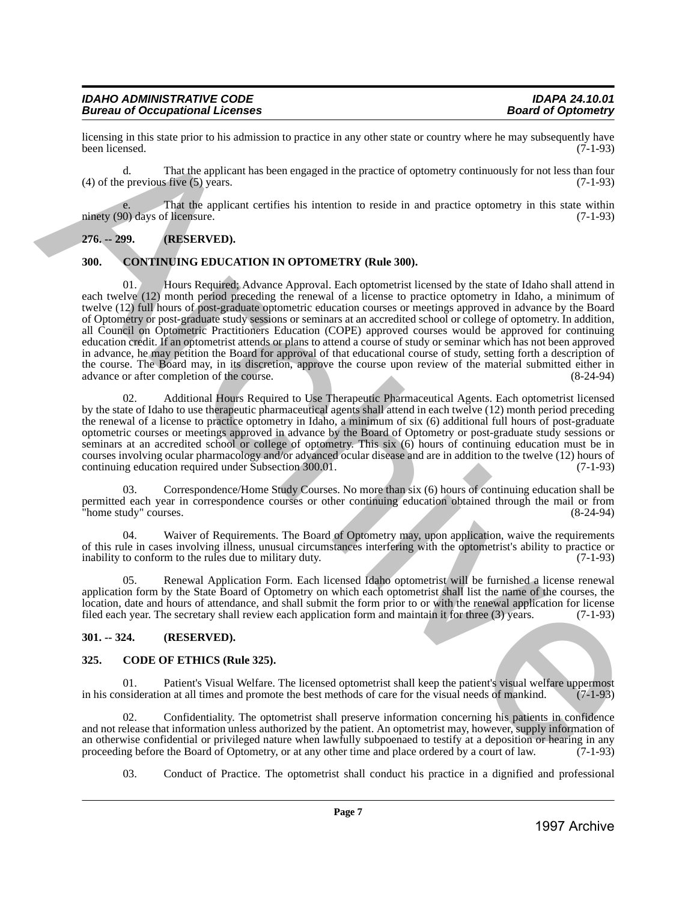licensing in this state prior to his admission to practice in any other state or country where he may subsequently have been licensed. (7-1-93)

d. That the applicant has been engaged in the practice of optometry continuously for not less than four (4) of the previous five (5) years. (7-1-93)

e. That the applicant certifies his intention to reside in and practice optometry in this state within ninety (90) days of licensure. (7-1-93)

**276. -- 299. (RESERVED).**

**300. CONTINUING EDUCATION IN OPTOMETRY (Rule 300).**

01. Hours Required; Advance Approval. Each optometrist licensed by the state of Idaho shall attend in each twelve (12) month period preceding the renewal of a license to practice optometry in Idaho, a minimum of twelve (12) full hours of post-graduate optometric education courses or meetings approved in advance by the Board of Optometry or post-graduate study sessions or seminars at an accredited school or college of optometry. In addition, all Council on Optometric Practitioners Education (COPE) approved courses would be approved for continuing education credit. If an optometrist attends or plans to attend a course of study or seminar which has not been approved in advance, he may petition the Board for approval of that educational course of study, setting forth a description of the course. The Board may, in its discretion, approve the course upon review of the material submitted either in advance or after completion of the course. (8-24-94)

02. Additional Hours Required to Use Therapeutic Pharmaceutical Agents. Each optometrist licensed by the state of Idaho to use therapeutic pharmaceutical agents shall attend in each twelve (12) month period preceding the renewal of a license to practice optometry in Idaho, a minimum of six (6) additional full hours of post-graduate optometric courses or meetings approved in advance by the Board of Optometry or post-graduate study sessions or seminars at an accredited school or college of optometry. This six (6) hours of continuing education must be in courses involving ocular pharmacology and/or advanced ocular disease and are in addition to the twelve (12) hours of continuing education required under Subsection 300.01. (7-1-93)

03. Correspondence/Home Study Courses. No more than six (6) hours of continuing education shall be permitted each year in correspondence courses or other continuing education obtained through the mail or from "home study" courses. (8-24-94)

04. Waiver of Requirements. The Board of Optometry may, upon application, waive the requirements of this rule in cases involving illness, unusual circumstances interfering with the optometrist's ability to practice or inability to conform to the rules due to military duty. (7-1-93)

05. Renewal Application Form. Each licensed Idaho optometrist will be furnished a license renewal application form by the State Board of Optometry on which each optometrist shall list the name of the courses, the location, date and hours of attendance, and shall submit the form prior to or with the renewal application for license filed each year. The secretary shall review each application form and maintain it for three (3) years. (7-1-93)

**301. -- 324. (RESERVED).**

**325. CODE OF ETHICS (Rule 325).**

01. Patient's Visual Welfare. The licensed optometrist shall keep the patient's visual welfare uppermost in his consideration at all times and promote the best methods of care for the visual needs of mankind. (7-1-93)

02. Confidentiality. The optometrist shall preserve information concerning his patients in confidence and not release that information unless authorized by the patient. An optometrist may, however, supply information of an otherwise confidential or privileged nature when lawfully subpoenaed to testify at a deposition or hearing in any proceeding before the Board of Optometry, or at any other time and place ordered by a court of law. (7-1-93)

03. Conduct of Practice. The optometrist shall conduct his practice in a dignified and professional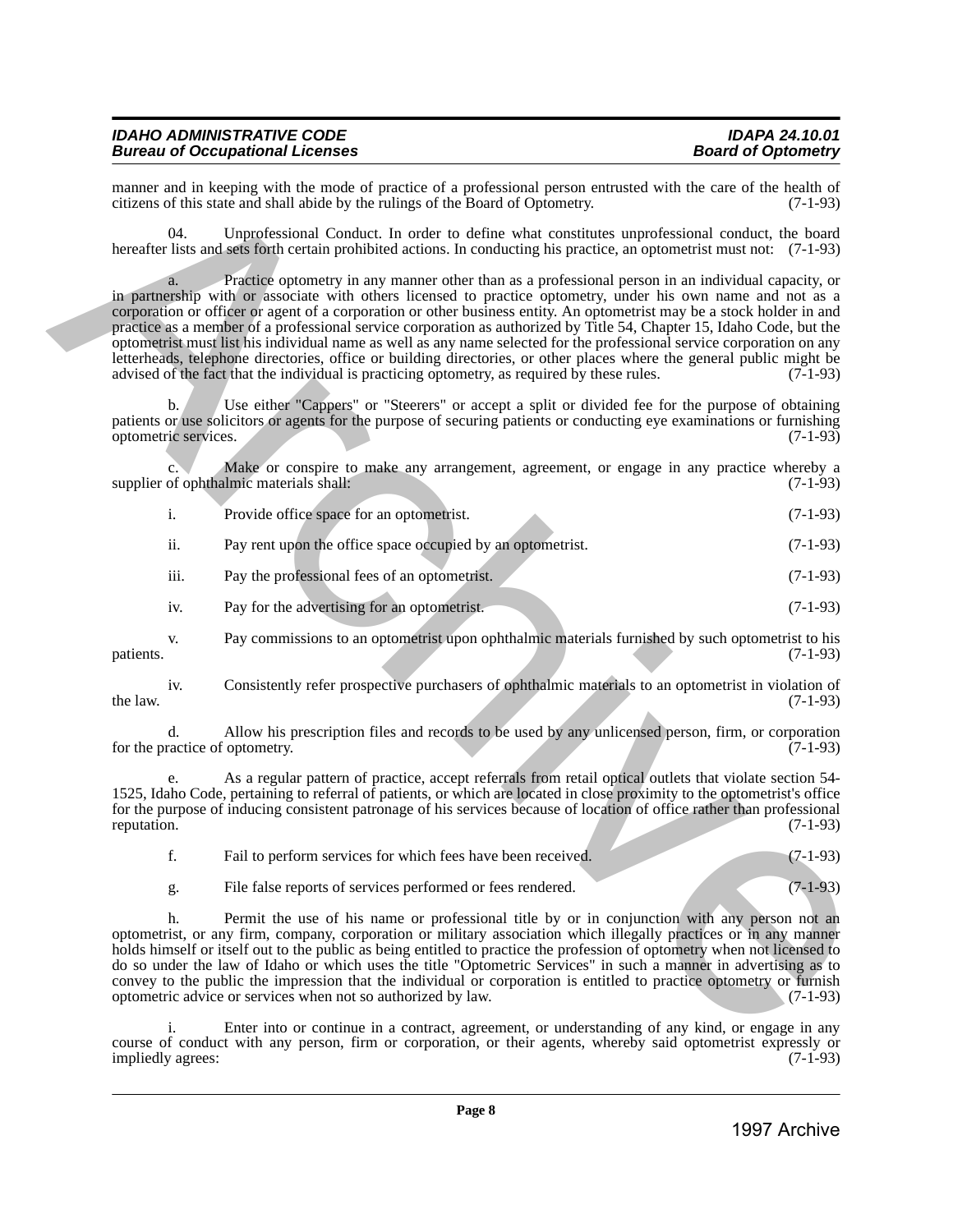manner and in keeping with the mode of practice of a professional person entrusted with the care of the health of citizens of this state and shall abide by the rulings of the Board of Optometry. (7-1-93)

04. Unprofessional Conduct. In order to define what constitutes unprofessional conduct, the board hereafter lists and sets forth certain prohibited actions. In conducting his practice, an optometrist must not: (7-1-93)

a. Practice optometry in any manner other than as a professional person in an individual capacity, or in partnership with or associate with others licensed to practice optometry, under his own name and not as a corporation or officer or agent of a corporation or other business entity. An optometrist may be a stock holder in and practice as a member of a professional service corporation as authorized by Title 54, Chapter 15, Idaho Code, but the optometrist must list his individual name as well as any name selected for the professional service corporation on any letterheads, telephone directories, office or building directories, or other places where the general public might be advised of the fact that the individual is practicing optometry, as required by these rules. (7-1-93)

b. Use either "Cappers" or "Steerers" or accept a split or divided fee for the purpose of obtaining patients or use solicitors or agents for the purpose of securing patients or conducting eye examinations or furnishing optometric services. (7-1-93)

c. Make or conspire to make any arrangement, agreement, or engage in any practice whereby a supplier of ophthalmic materials shall: (7-1-93)

i. Provide office space for an optometrist. (7-1-93)

ii. Pay rent upon the office space occupied by an optometrist. (7-1-93)

iii. Pay the professional fees of an optometrist. (7-1-93)

iv. Pay for the advertising for an optometrist. (7-1-93)

v. Pay commissions to an optometrist upon ophthalmic materials furnished by such optometrist to his patients. (7-1-93)

iv. Consistently refer prospective purchasers of ophthalmic materials to an optometrist in violation of the law. (7-1-93)

d. Allow his prescription files and records to be used by any unlicensed person, firm, or corporation for the practice of optometry. (7-1-93)

e. As a regular pattern of practice, accept referrals from retail optical outlets that violate section 54-1525, Idaho Code, pertaining to referral of patients, or which are located in close proximity to the optometrist's office for the purpose of inducing consistent patronage of his services because of location of office rather than professional reputation. (7-1-93)

f. Fail to perform services for which fees have been received. (7-1-93)

g. File false reports of services performed or fees rendered. (7-1-93)

h. Permit the use of his name or professional title by or in conjunction with any person not an optometrist, or any firm, company, corporation or military association which illegally practices or in any manner holds himself or itself out to the public as being entitled to practice the profession of optometry when not licensed to do so under the law of Idaho or which uses the title "Optometric Services" in such a manner in advertising as to convey to the public the impression that the individual or corporation is entitled to practice optometry or furnish optometric advice or services when not so authorized by law. (7-1-93)

i. Enter into or continue in a contract, agreement, or understanding of any kind, or engage in any course of conduct with any person, firm or corporation, or their agents, whereby said optometrist expressly or impliedly agrees: (7-1-93)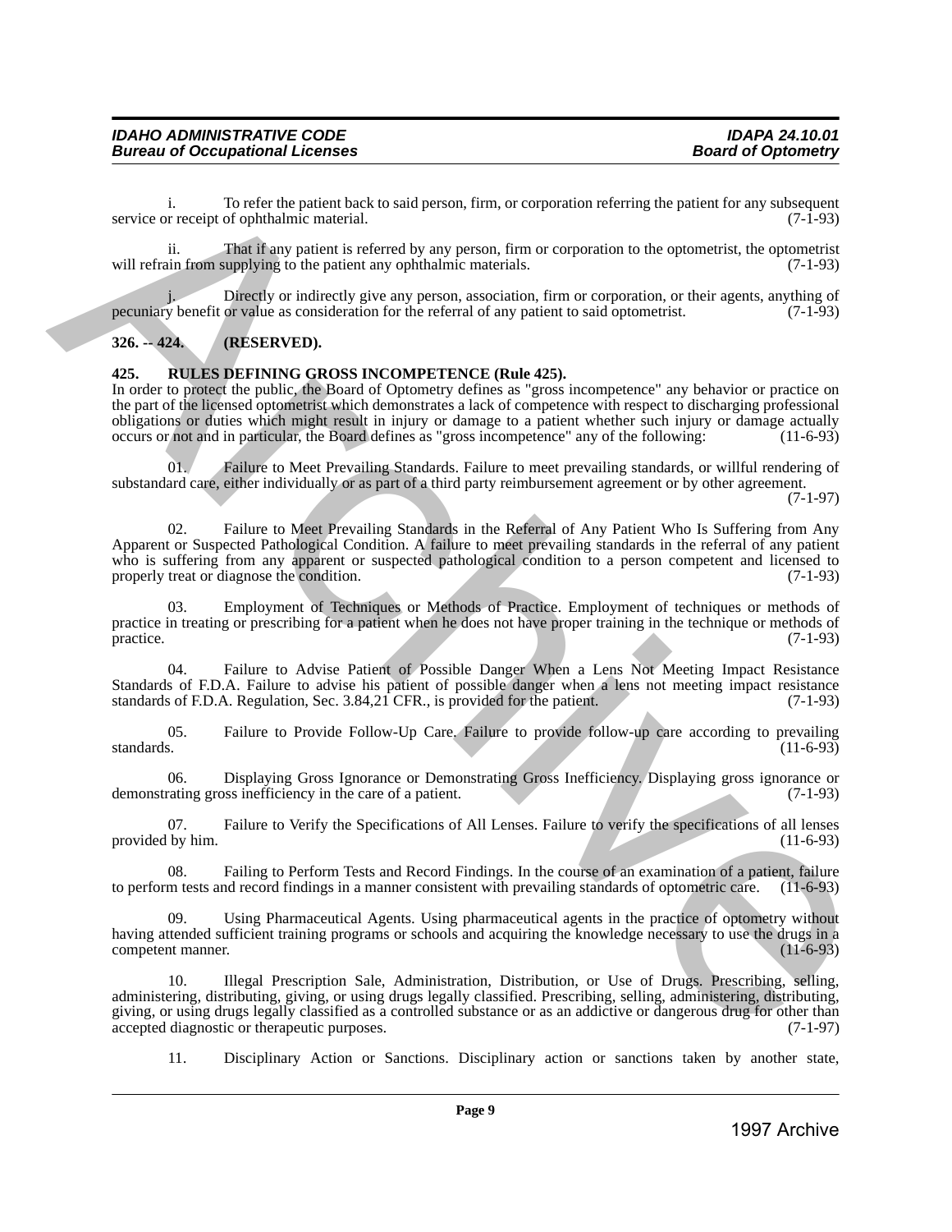i. To refer the patient back to said person, firm, or corporation referring the patient for any subsequent service or receipt of ophthalmic material. (7-1-93)

ii. That if any patient is referred by any person, firm or corporation to the optometrist, the optometrist will refrain from supplying to the patient any ophthalmic materials. (7-1-93)

j. Directly or indirectly give any person, association, firm or corporation, or their agents, anything of pecuniary benefit or value as consideration for the referral of any patient to said optometrist. (7-1-93)

**326. -- 424. (RESERVED).**

**425. RULES DEFINING GROSS INCOMPETENCE (Rule 425).**

In order to protect the public, the Board of Optometry defines as "gross incompetence" any behavior or practice on the part of the licensed optometrist which demonstrates a lack of competence with respect to discharging professional obligations or duties which might result in injury or damage to a patient whether such injury or damage actually occurs or not and in particular, the Board defines as "gross incompetence" any of the following: (11-6-93)

01. Failure to Meet Prevailing Standards. Failure to meet prevailing standards, or willful rendering of substandard care, either individually or as part of a third party reimbursement agreement or by other agreement. (7-1-97)

02. Failure to Meet Prevailing Standards in the Referral of Any Patient Who Is Suffering from Any Apparent or Suspected Pathological Condition. A failure to meet prevailing standards in the referral of any patient who is suffering from any apparent or suspected pathological condition to a person competent and licensed to properly treat or diagnose the condition. (7-1-93)

03. Employment of Techniques or Methods of Practice. Employment of techniques or methods of practice in treating or prescribing for a patient when he does not have proper training in the technique or methods of practice. (7-1-93)

04. Failure to Advise Patient of Possible Danger When a Lens Not Meeting Impact Resistance Standards of F.D.A. Failure to advise his patient of possible danger when a lens not meeting impact resistance standards of F.D.A. Regulation, Sec. 3.84,21 CFR., is provided for the patient. (7-1-93)

05. Failure to Provide Follow-Up Care. Failure to provide follow-up care according to prevailing standards. (11-6-93)

06. Displaying Gross Ignorance or Demonstrating Gross Inefficiency. Displaying gross ignorance or demonstrating gross inefficiency in the care of a patient. (7-1-93)

07. Failure to Verify the Specifications of All Lenses. Failure to verify the specifications of all lenses provided by him. (11-6-93)

08. Failing to Perform Tests and Record Findings. In the course of an examination of a patient, failure to perform tests and record findings in a manner consistent with prevailing standards of optometric care. (11-6-93)

09. Using Pharmaceutical Agents. Using pharmaceutical agents in the practice of optometry without having attended sufficient training programs or schools and acquiring the knowledge necessary to use the drugs in a competent manner. (11-6-93)

10. Illegal Prescription Sale, Administration, Distribution, or Use of Drugs. Prescribing, selling, administering, distributing, giving, or using drugs legally classified. Prescribing, selling, administering, distributing, giving, or using drugs legally classified as a controlled substance or as an addictive or dangerous drug for other than accepted diagnostic or therapeutic purposes. (7-1-97)

11. Disciplinary Action or Sanctions. Disciplinary action or sanctions taken by another state,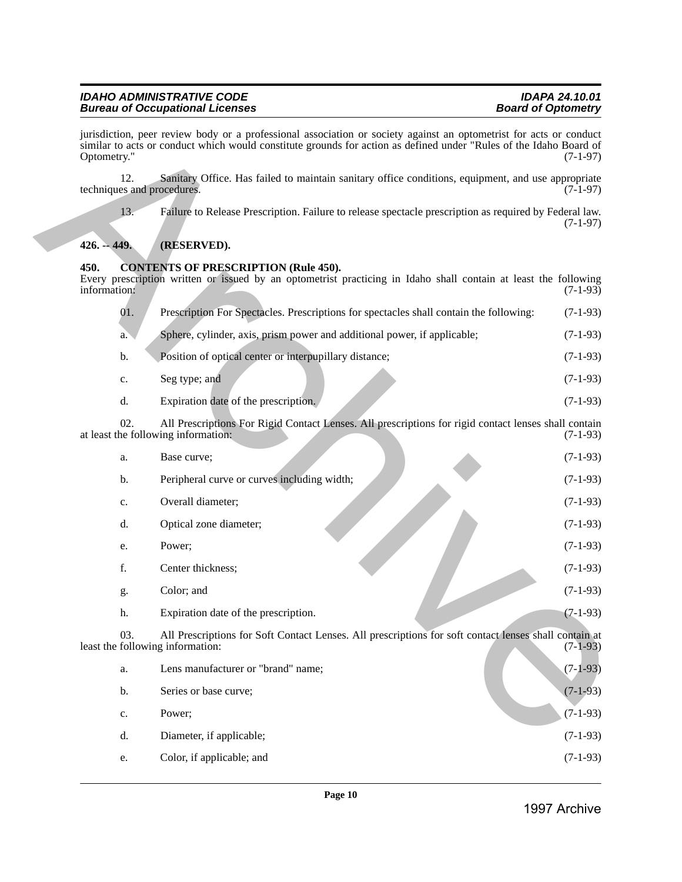jurisdiction, peer review body or a professional association or society against an optometrist for acts or conduct similar to acts or conduct which would constitute grounds for action as defined under "Rules of the Idaho Board of Optometry." (7-1-97)

12. Sanitary Office. Has failed to maintain sanitary office conditions, equipment, and use appropriate techniques and procedures. (7-1-97)

13. Failure to Release Prescription. Failure to release spectacle prescription as required by Federal law. (7-1-97)

**426. -- 449. (RESERVED).**

**450. CONTENTS OF PRESCRIPTION (Rule 450).**

Every prescription written or issued by an optometrist practicing in Idaho shall contain at least the following information: (7-1-93)

01. Prescription For Spectacles. Prescriptions for spectacles shall contain the following: (7-1-93)

a. Sphere, cylinder, axis, prism power and additional power, if applicable; (7-1-93)

b. Position of optical center or interpupillary distance; (7-1-93)

c. Seg type; and (7-1-93)

d. Expiration date of the prescription. (7-1-93)

02. All Prescriptions For Rigid Contact Lenses. All prescriptions for rigid contact lenses shall contain at least the following information: (7-1-93)

a. Base curve; (7-1-93)

b. Peripheral curve or curves including width; (7-1-93)

c. Overall diameter; (7-1-93)

d. Optical zone diameter; (7-1-93)

e. Power; (7-1-93)

f. Center thickness; (7-1-93)

g. Color; and (7-1-93)

h. Expiration date of the prescription. (7-1-93)

03. All Prescriptions for Soft Contact Lenses. All prescriptions for soft contact lenses shall contain at least the following information: (7-1-93)

a. Lens manufacturer or "brand" name; (7-1-93)

b. Series or base curve; (7-1-93)

c. Power; (7-1-93)

d. Diameter, if applicable; (7-1-93)

e. Color, if applicable; and (7-1-93)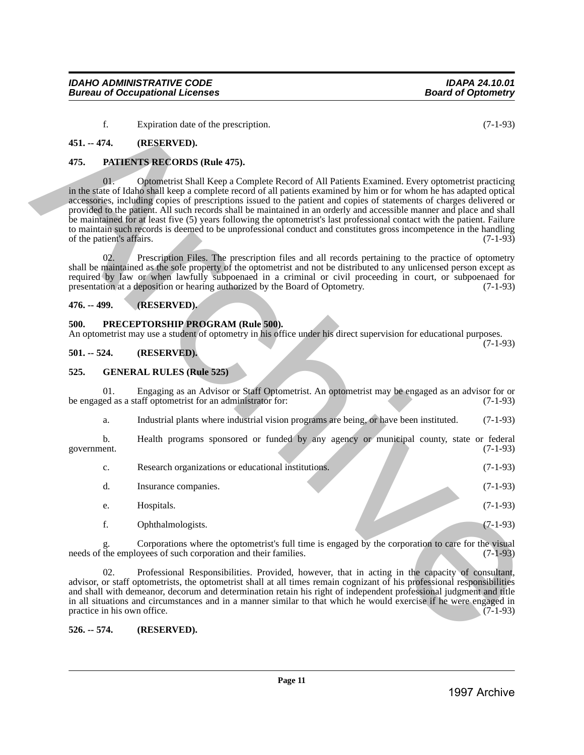f. Expiration date of the prescription. (7-1-93)

**451. -- 474. (RESERVED).**

**475. PATIENTS RECORDS (Rule 475).**

01. Optometrist Shall Keep a Complete Record of All Patients Examined. Every optometrist practicing in the state of Idaho shall keep a complete record of all patients examined by him or for whom he has adapted optical accessories, including copies of prescriptions issued to the patient and copies of statements of charges delivered or provided to the patient. All such records shall be maintained in an orderly and accessible manner and place and shall be maintained for at least five (5) years following the optometrist's last professional contact with the patient. Failure to maintain such records is deemed to be unprofessional conduct and constitutes gross incompetence in the handling of the patient's affairs. (7-1-93)

02. Prescription Files. The prescription files and all records pertaining to the practice of optometry shall be maintained as the sole property of the optometrist and not be distributed to any unlicensed person except as required by law or when lawfully subpoenaed in a criminal or civil proceeding in court, or subpoenaed for presentation at a deposition or hearing authorized by the Board of Optometry. (7-1-93)

**476. -- 499. (RESERVED).**

**500. PRECEPTORSHIP PROGRAM (Rule 500).**

An optometrist may use a student of optometry in his office under his direct supervision for educational purposes. (7-1-93)

**501. -- 524. (RESERVED).**

**525. GENERAL RULES (Rule 525)**

01. Engaging as an Advisor or Staff Optometrist. An optometrist may be engaged as an advisor for or be engaged as a staff optometrist for an administrator for: (7-1-93)

a. Industrial plants where industrial vision programs are being, or have been instituted. (7-1-93)

b. Health programs sponsored or funded by any agency or municipal county, state or federal government. (7-1-93)

c. Research organizations or educational institutions. (7-1-93)

d. Insurance companies. (7-1-93)

e. Hospitals. (7-1-93)

f. Ophthalmologists. (7-1-93)

g. Corporations where the optometrist's full time is engaged by the corporation to care for the visual needs of the employees of such corporation and their families. (7-1-93)

02. Professional Responsibilities. Provided, however, that in acting in the capacity of consultant, advisor, or staff optometrists, the optometrist shall at all times remain cognizant of his professional responsibilities and shall with demeanor, decorum and determination retain his right of independent professional judgment and title in all situations and circumstances and in a manner similar to that which he would exercise if he were engaged in practice in his own office. (7-1-93)

**526. -- 574. (RESERVED).**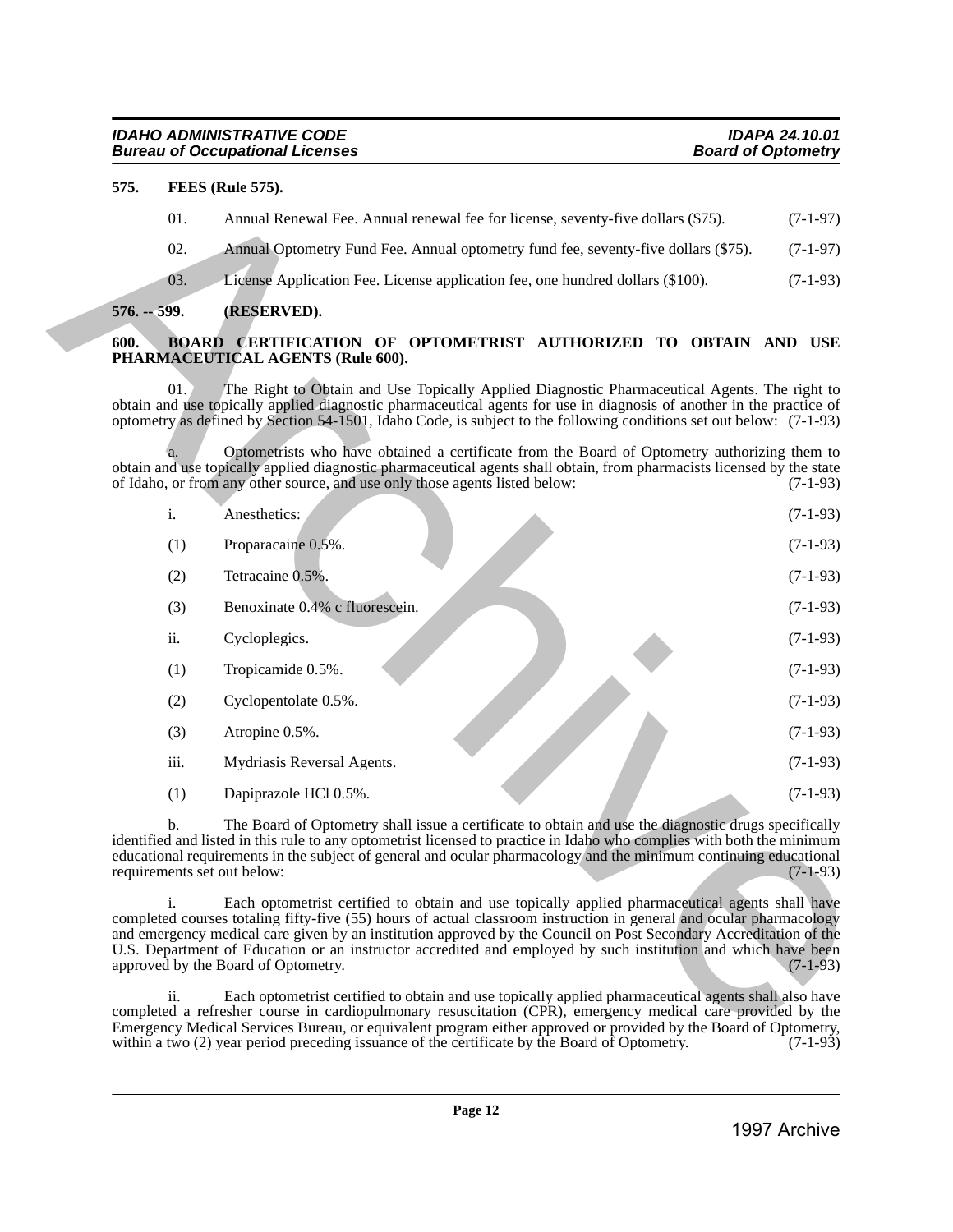**575. FEES (Rule 575).**

01. Annual Renewal Fee. Annual renewal fee for license, seventy-five dollars ($75). (7-1-97)

02. Annual Optometry Fund Fee. Annual optometry fund fee, seventy-five dollars ($75). (7-1-97)

03. License Application Fee. License application fee, one hundred dollars ($100). (7-1-93)

**576. -- 599. (RESERVED).**

**600. BOARD CERTIFICATION OF OPTOMETRIST AUTHORIZED TO OBTAIN AND USE PHARMACEUTICAL AGENTS (Rule 600).**

01. The Right to Obtain and Use Topically Applied Diagnostic Pharmaceutical Agents. The right to obtain and use topically applied diagnostic pharmaceutical agents for use in diagnosis of another in the practice of optometry as defined by Section 54-1501, Idaho Code, is subject to the following conditions set out below: (7-1-93)

a. Optometrists who have obtained a certificate from the Board of Optometry authorizing them to obtain and use topically applied diagnostic pharmaceutical agents shall obtain, from pharmacists licensed by the state of Idaho, or from any other source, and use only those agents listed below: (7-1-93)

i. Anesthetics: (7-1-93)

(1) Proparacaine 0.5%. (7-1-93)

(2) Tetracaine 0.5%. (7-1-93)

(3) Benoxinate 0.4% c fluorescein. (7-1-93)

ii. Cycloplegics. (7-1-93)

(1) Tropicamide 0.5%. (7-1-93)

(2) Cyclopentolate 0.5%. (7-1-93)

(3) Atropine 0.5%. (7-1-93)

iii. Mydriasis Reversal Agents. (7-1-93)

(1) Dapiprazole HCl 0.5%. (7-1-93)

b. The Board of Optometry shall issue a certificate to obtain and use the diagnostic drugs specifically identified and listed in this rule to any optometrist licensed to practice in Idaho who complies with both the minimum educational requirements in the subject of general and ocular pharmacology and the minimum continuing educational requirements set out below: (7-1-93)

i. Each optometrist certified to obtain and use topically applied pharmaceutical agents shall have completed courses totaling fifty-five (55) hours of actual classroom instruction in general and ocular pharmacology and emergency medical care given by an institution approved by the Council on Post Secondary Accreditation of the U.S. Department of Education or an instructor accredited and employed by such institution and which have been approved by the Board of Optometry. (7-1-93)

ii. Each optometrist certified to obtain and use topically applied pharmaceutical agents shall also have completed a refresher course in cardiopulmonary resuscitation (CPR), emergency medical care provided by the Emergency Medical Services Bureau, or equivalent program either approved or provided by the Board of Optometry, within a two (2) year period preceding issuance of the certificate by the Board of Optometry. (7-1-93)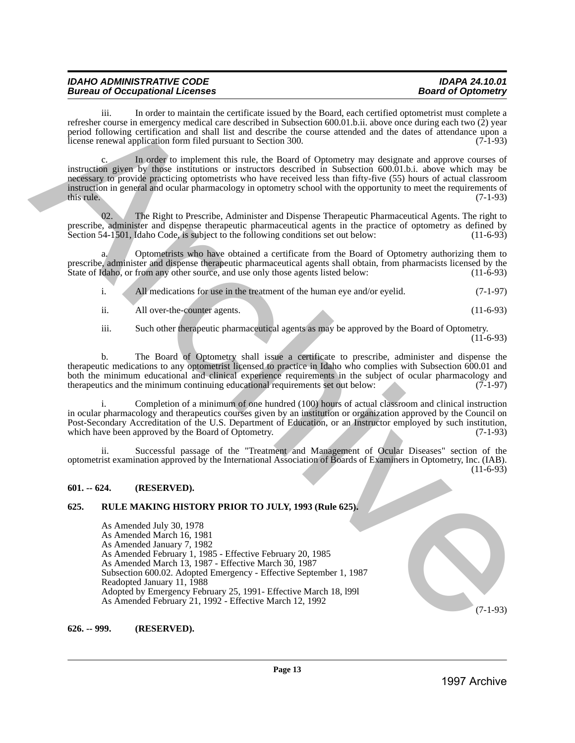iii. In order to maintain the certificate issued by the Board, each certified optometrist must complete a refresher course in emergency medical care described in Subsection 600.01.b.ii. above once during each two (2) year period following certification and shall list and describe the course attended and the dates of attendance upon a license renewal application form filed pursuant to Section 300. (7-1-93)

c. In order to implement this rule, the Board of Optometry may designate and approve courses of instruction given by those institutions or instructors described in Subsection 600.01.b.i. above which may be necessary to provide practicing optometrists who have received less than fifty-five (55) hours of actual classroom instruction in general and ocular pharmacology in optometry school with the opportunity to meet the requirements of this rule. (7-1-93)

02. The Right to Prescribe, Administer and Dispense Therapeutic Pharmaceutical Agents. The right to prescribe, administer and dispense therapeutic pharmaceutical agents in the practice of optometry as defined by Section 54-1501, Idaho Code, is subject to the following conditions set out below: (11-6-93)

a. Optometrists who have obtained a certificate from the Board of Optometry authorizing them to prescribe, administer and dispense therapeutic pharmaceutical agents shall obtain, from pharmacists licensed by the State of Idaho, or from any other source, and use only those agents listed below: (11-6-93)

i. All medications for use in the treatment of the human eye and/or eyelid. (7-1-97)

ii. All over-the-counter agents. (11-6-93)

iii. Such other therapeutic pharmaceutical agents as may be approved by the Board of Optometry. (11-6-93)

b. The Board of Optometry shall issue a certificate to prescribe, administer and dispense the therapeutic medications to any optometrist licensed to practice in Idaho who complies with Subsection 600.01 and both the minimum educational and clinical experience requirements in the subject of ocular pharmacology and therapeutics and the minimum continuing educational requirements set out below: (7-1-97)

i. Completion of a minimum of one hundred (100) hours of actual classroom and clinical instruction in ocular pharmacology and therapeutics courses given by an institution or organization approved by the Council on Post-Secondary Accreditation of the U.S. Department of Education, or an Instructor employed by such institution, which have been approved by the Board of Optometry. (7-1-93)

ii. Successful passage of the "Treatment and Management of Ocular Diseases" section of the optometrist examination approved by the International Association of Boards of Examiners in Optometry, Inc. (IAB). (11-6-93)

**601. -- 624. (RESERVED).**

**625. RULE MAKING HISTORY PRIOR TO JULY, 1993 (Rule 625).**

As Amended July 30, 1978
As Amended March 16, 1981
As Amended January 7, 1982
As Amended February 1, 1985 - Effective February 20, 1985
As Amended March 13, 1987 - Effective March 30, 1987
Subsection 600.02. Adopted Emergency - Effective September 1, 1987
Readopted January 11, 1988
Adopted by Emergency February 25, 1991- Effective March 18, l99l
As Amended February 21, 1992 - Effective March 12, 1992
(7-1-93)

**626. -- 999. (RESERVED).**